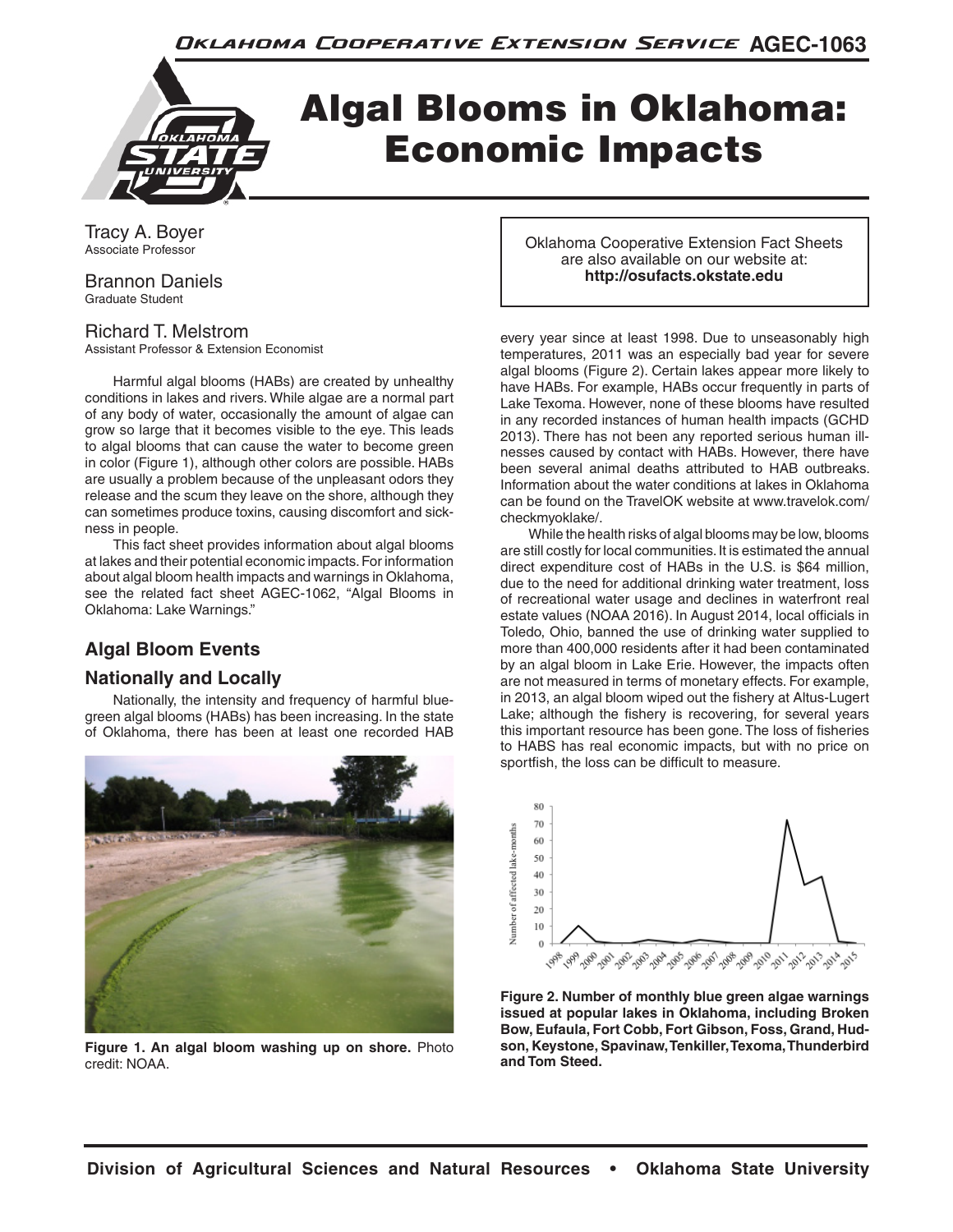# Algal Blooms in Oklahoma: Economic Impacts

Tracy A. Boyer
Associate Professor

Brannon Daniels
Graduate Student

Richard T. Melstrom
Assistant Professor & Extension Economist

Oklahoma Cooperative Extension Fact Sheets are also available on our website at: **http://osufacts.okstate.edu**

Harmful algal blooms (HABs) are created by unhealthy conditions in lakes and rivers. While algae are a normal part of any body of water, occasionally the amount of algae can grow so large that it becomes visible to the eye. This leads to algal blooms that can cause the water to become green in color (Figure 1), although other colors are possible. HABs are usually a problem because of the unpleasant odors they release and the scum they leave on the shore, although they can sometimes produce toxins, causing discomfort and sickness in people.

This fact sheet provides information about algal blooms at lakes and their potential economic impacts. For information about algal bloom health impacts and warnings in Oklahoma, see the related fact sheet AGEC-1062, "Algal Blooms in Oklahoma: Lake Warnings."

## Algal Bloom Events

## Nationally and Locally

Nationally, the intensity and frequency of harmful blue-green algal blooms (HABs) has been increasing. In the state of Oklahoma, there has been at least one recorded HAB every year since at least 1998. Due to unseasonably high temperatures, 2011 was an especially bad year for severe algal blooms (Figure 2). Certain lakes appear more likely to have HABs. For example, HABs occur frequently in parts of Lake Texoma. However, none of these blooms have resulted in any recorded instances of human health impacts (GCHD 2013). There has not been any reported serious human illnesses caused by contact with HABs. However, there have been several animal deaths attributed to HAB outbreaks. Information about the water conditions at lakes in Oklahoma can be found on the TravelOK website at www.travelok.com/checkmyoklake/.

**Figure 1. An algal bloom washing up on shore.** Photo credit: NOAA.

While the health risks of algal blooms may be low, blooms are still costly for local communities. It is estimated the annual direct expenditure cost of HABs in the U.S. is $64 million, due to the need for additional drinking water treatment, loss of recreational water usage and declines in waterfront real estate values (NOAA 2016). In August 2014, local officials in Toledo, Ohio, banned the use of drinking water supplied to more than 400,000 residents after it had been contaminated by an algal bloom in Lake Erie. However, the impacts often are not measured in terms of monetary effects. For example, in 2013, an algal bloom wiped out the fishery at Altus-Lugert Lake; although the fishery is recovering, for several years this important resource has been gone. The loss of fisheries to HABS has real economic impacts, but with no price on sportfish, the loss can be difficult to measure.

**Figure 2. Number of monthly blue green algae warnings issued at popular lakes in Oklahoma, including Broken Bow, Eufaula, Fort Cobb, Fort Gibson, Foss, Grand, Hudson, Keystone, Spavinaw, Tenkiller, Texoma, Thunderbird and Tom Steed.**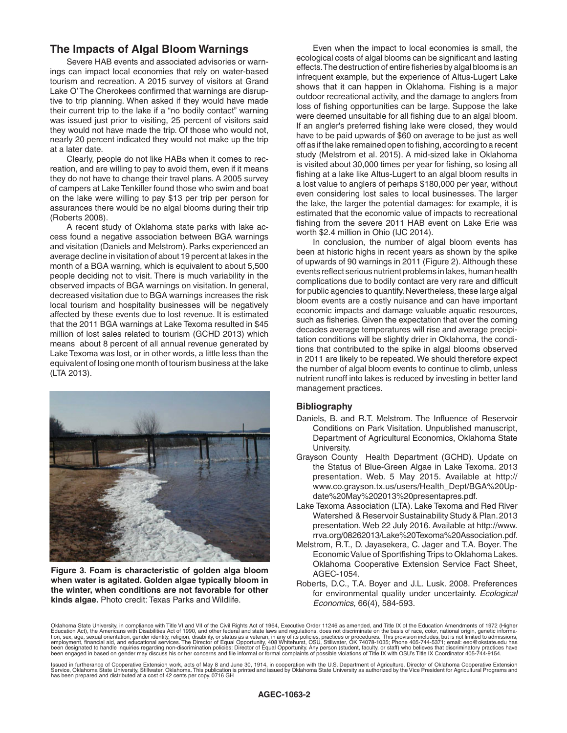## The Impacts of Algal Bloom Warnings

Severe HAB events and associated advisories or warnings can impact local economies that rely on water-based tourism and recreation. A 2015 survey of visitors at Grand Lake O' The Cherokees confirmed that warnings are disruptive to trip planning. When asked if they would have made their current trip to the lake if a "no bodily contact" warning was issued just prior to visiting, 25 percent of visitors said they would not have made the trip. Of those who would not, nearly 20 percent indicated they would not make up the trip at a later date.

Clearly, people do not like HABs when it comes to recreation, and are willing to pay to avoid them, even if it means they do not have to change their travel plans. A 2005 survey of campers at Lake Tenkiller found those who swim and boat on the lake were willing to pay $13 per trip per person for assurances there would be no algal blooms during their trip (Roberts 2008).

A recent study of Oklahoma state parks with lake access found a negative association between BGA warnings and visitation (Daniels and Melstrom). Parks experienced an average decline in visitation of about 19 percent at lakes in the month of a BGA warning, which is equivalent to about 5,500 people deciding not to visit. There is much variability in the observed impacts of BGA warnings on visitation. In general, decreased visitation due to BGA warnings increases the risk local tourism and hospitality businesses will be negatively affected by these events due to lost revenue. It is estimated that the 2011 BGA warnings at Lake Texoma resulted in $45 million of lost sales related to tourism (GCHD 2013) which means about 8 percent of all annual revenue generated by Lake Texoma was lost, or in other words, a little less than the equivalent of losing one month of tourism business at the lake (LTA 2013).

**Figure 3. Foam is characteristic of golden alga bloom when water is agitated. Golden algae typically bloom in the winter, when conditions are not favorable for other kinds algae.** Photo credit: Texas Parks and Wildlife.

Even when the impact to local economies is small, the ecological costs of algal blooms can be significant and lasting effects. The destruction of entire fisheries by algal blooms is an infrequent example, but the experience of Altus-Lugert Lake shows that it can happen in Oklahoma. Fishing is a major outdoor recreational activity, and the damage to anglers from loss of fishing opportunities can be large. Suppose the lake were deemed unsuitable for all fishing due to an algal bloom. If an angler's preferred fishing lake were closed, they would have to be paid upwards of $60 on average to be just as well off as if the lake remained open to fishing, according to a recent study (Melstrom et al. 2015). A mid-sized lake in Oklahoma is visited about 30,000 times per year for fishing, so losing all fishing at a lake like Altus-Lugert to an algal bloom results in a lost value to anglers of perhaps $180,000 per year, without even considering lost sales to local businesses. The larger the lake, the larger the potential damages: for example, it is estimated that the economic value of impacts to recreational fishing from the severe 2011 HAB event on Lake Erie was worth $2.4 million in Ohio (IJC 2014).

In conclusion, the number of algal bloom events has been at historic highs in recent years as shown by the spike of upwards of 90 warnings in 2011 (Figure 2). Although these events reflect serious nutrient problems in lakes, human health complications due to bodily contact are very rare and difficult for public agencies to quantify. Nevertheless, these large algal bloom events are a costly nuisance and can have important economic impacts and damage valuable aquatic resources, such as fisheries. Given the expectation that over the coming decades average temperatures will rise and average precipitation conditions will be slightly drier in Oklahoma, the conditions that contributed to the spike in algal blooms observed in 2011 are likely to be repeated. We should therefore expect the number of algal bloom events to continue to climb, unless nutrient runoff into lakes is reduced by investing in better land management practices.

### Bibliography

Daniels, B. and R.T. Melstrom. The Influence of Reservoir Conditions on Park Visitation. Unpublished manuscript, Department of Agricultural Economics, Oklahoma State University.

Grayson County Health Department (GCHD). Update on the Status of Blue-Green Algae in Lake Texoma. 2013 presentation. Web. 5 May 2015. Available at http://www.co.grayson.tx.us/users/Health_Dept/BGA%20Update%20May%202013%20presentapres.pdf.

Lake Texoma Association (LTA). Lake Texoma and Red River Watershed & Reservoir Sustainability Study & Plan. 2013 presentation. Web 22 July 2016. Available at http://www.rrva.org/08262013/Lake%20Texoma%20Association.pdf.

Melstrom, R.T., D. Jayasekera, C. Jager and T.A. Boyer. The Economic Value of Sportfishing Trips to Oklahoma Lakes. Oklahoma Cooperative Extension Service Fact Sheet, AGEC-1054.

Roberts, D.C., T.A. Boyer and J.L. Lusk. 2008. Preferences for environmental quality under uncertainty. *Ecological Economics,* 66(4), 584-593.

Oklahoma State University, in compliance with Title VI and VII of the Civil Rights Act of 1964, Executive Order 11246 as amended, and Title IX of the Education Amendments of 1972 (Higher Education Act), the Americans with Disabilities Act of 1990, and other federal and state laws and regulations, does not discriminate on the basis of race, color, national origin, genetic information, sex, age, sexual orientation, gender identity, religion, disability, or status as a veteran, in any of its policies, practices or procedures. This provision includes, but is not limited to admissions, employment, financial aid, and educational services. The Director of Equal Opportunity, 408 Whitehurst, OSU, Stillwater, OK 74078-1035; Phone 405-744-5371; email: eeo@okstate.edu has been designated to handle inquiries regarding non-discrimination policies: Director of Equal Opportunity. Any person (student, faculty, or staff) who believes that discriminatory practices have been engaged in based on gender may discuss his or her concerns and file informal or formal complaints of possible violations of Title IX with OSU's Title IX Coordinator 405-744-9154.

Issued in furtherance of Cooperative Extension work, acts of May 8 and June 30, 1914, in cooperation with the U.S. Department of Agriculture, Director of Oklahoma Cooperative Extension Service, Oklahoma State University, Stillwater, Oklahoma. This publication is printed and issued by Oklahoma State University as authorized by the Vice President for Agricultural Programs and has been prepared and distributed at a cost of 42 cents per copy. 0716 GH